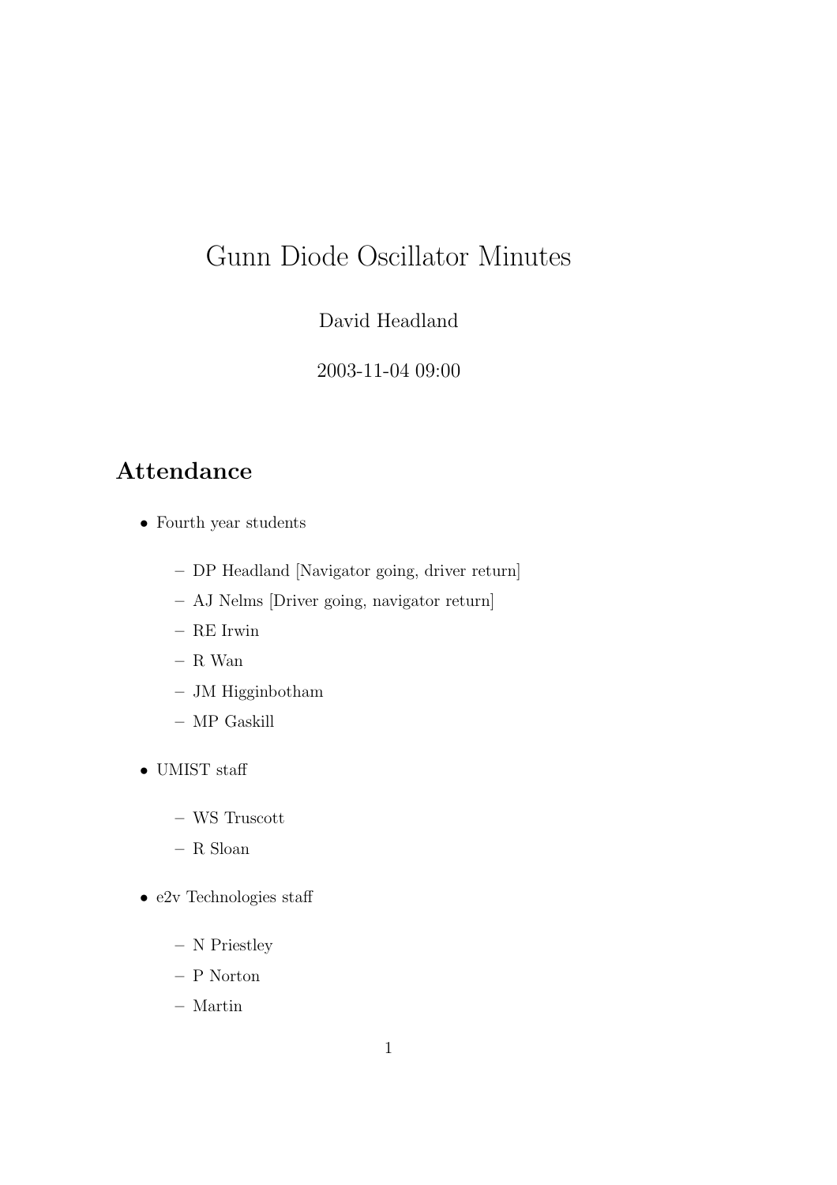# Gunn Diode Oscillator Minutes

David Headland

2003-11-04 09:00

## Attendance

- Fourth year students
  - DP Headland [Navigator going, driver return]
  - AJ Nelms [Driver going, navigator return]
  - RE Irwin
  - R Wan
  - JM Higginbotham
  - MP Gaskill
- UMIST staff
  - WS Truscott
  - R Sloan
- e2v Technologies staff
  - N Priestley
  - P Norton
  - Martin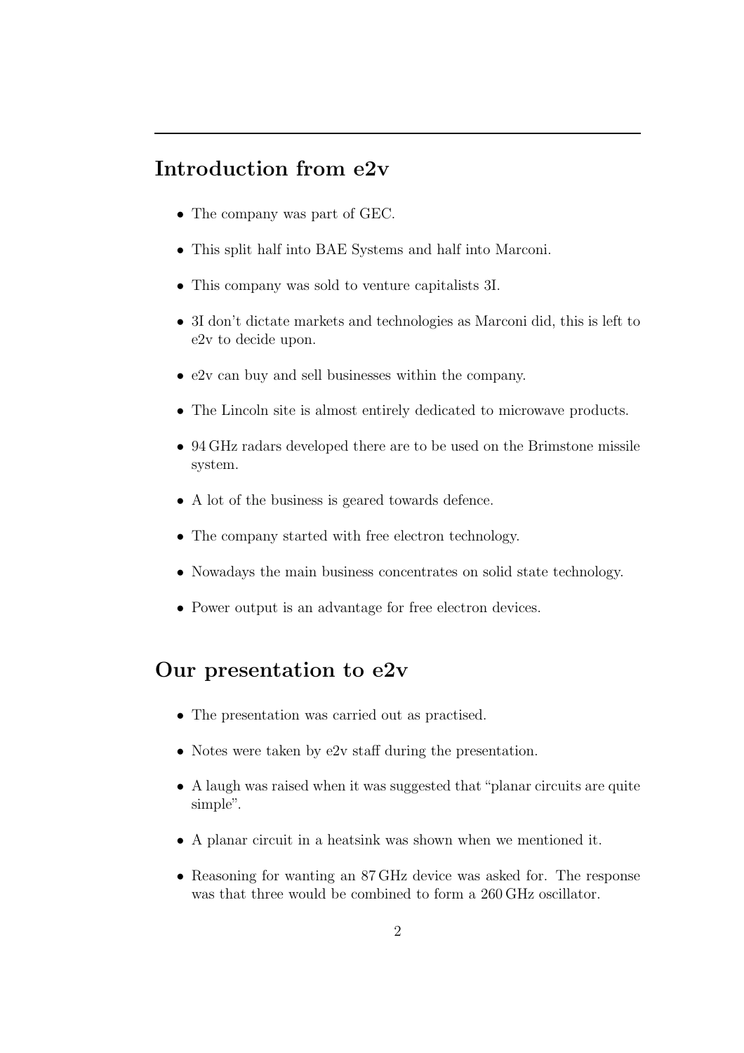## Introduction from e2v

- The company was part of GEC.
- This split half into BAE Systems and half into Marconi.
- This company was sold to venture capitalists 3I.
- 3I don't dictate markets and technologies as Marconi did, this is left to e2v to decide upon.
- e2v can buy and sell businesses within the company.
- The Lincoln site is almost entirely dedicated to microwave products.
- 94 GHz radars developed there are to be used on the Brimstone missile system.
- A lot of the business is geared towards defence.
- The company started with free electron technology.
- Nowadays the main business concentrates on solid state technology.
- Power output is an advantage for free electron devices.

## Our presentation to e2v

- The presentation was carried out as practised.
- Notes were taken by e2v staff during the presentation.
- A laugh was raised when it was suggested that "planar circuits are quite simple".
- A planar circuit in a heatsink was shown when we mentioned it.
- Reasoning for wanting an 87 GHz device was asked for. The response was that three would be combined to form a 260 GHz oscillator.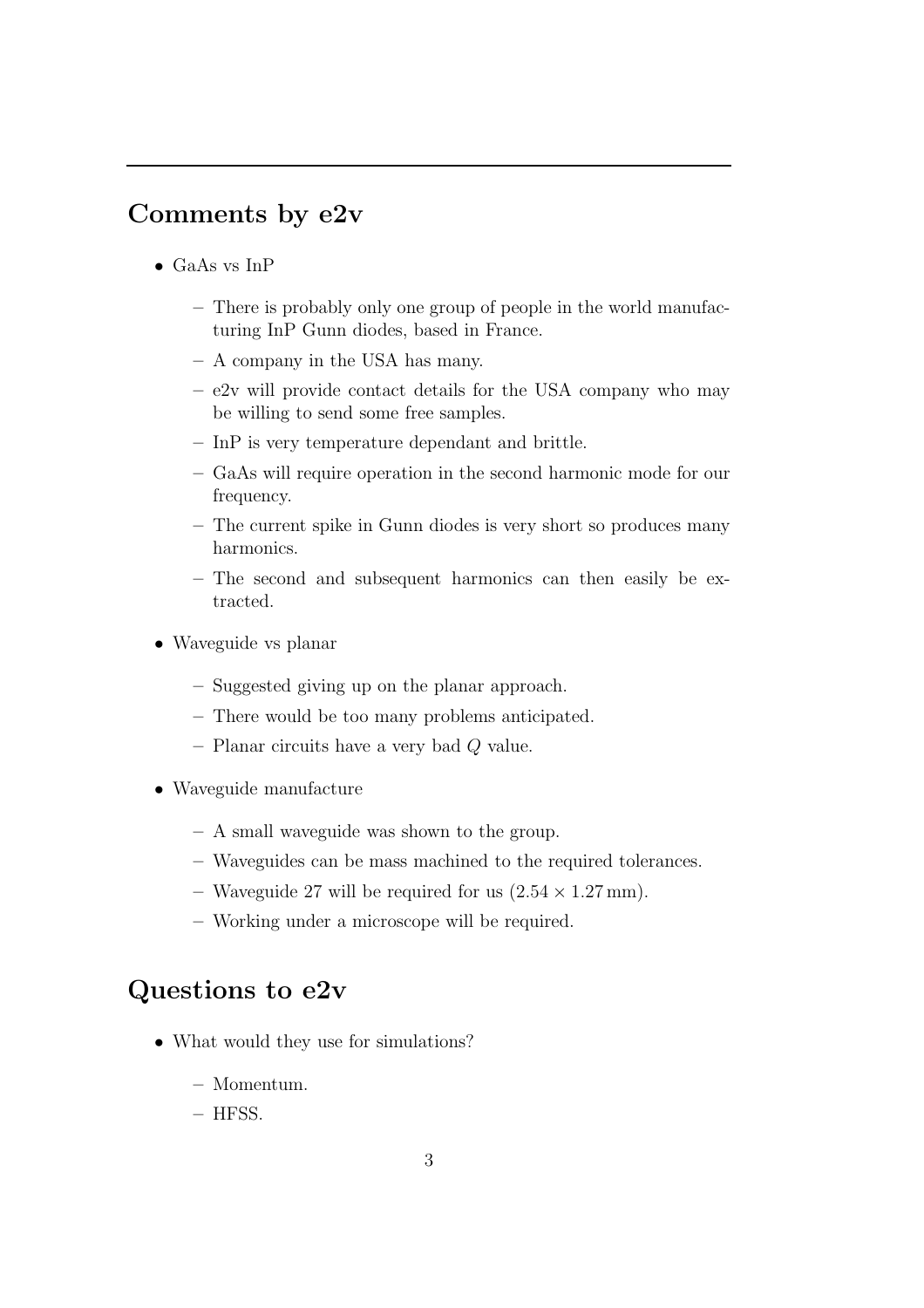## Comments by e2v

- GaAs vs InP
  - There is probably only one group of people in the world manufacturing InP Gunn diodes, based in France.
  - A company in the USA has many.
  - e2v will provide contact details for the USA company who may be willing to send some free samples.
  - InP is very temperature dependant and brittle.
  - GaAs will require operation in the second harmonic mode for our frequency.
  - The current spike in Gunn diodes is very short so produces many harmonics.
  - The second and subsequent harmonics can then easily be extracted.
- Waveguide vs planar
  - Suggested giving up on the planar approach.
  - There would be too many problems anticipated.
  - Planar circuits have a very bad $Q$ value.
- Waveguide manufacture
  - A small waveguide was shown to the group.
  - Waveguides can be mass machined to the required tolerances.
  - Waveguide 27 will be required for us ($2.54 \times 1.27\,\mathrm{mm}$).
  - Working under a microscope will be required.

## Questions to e2v

- What would they use for simulations?
  - Momentum.
  - HFSS.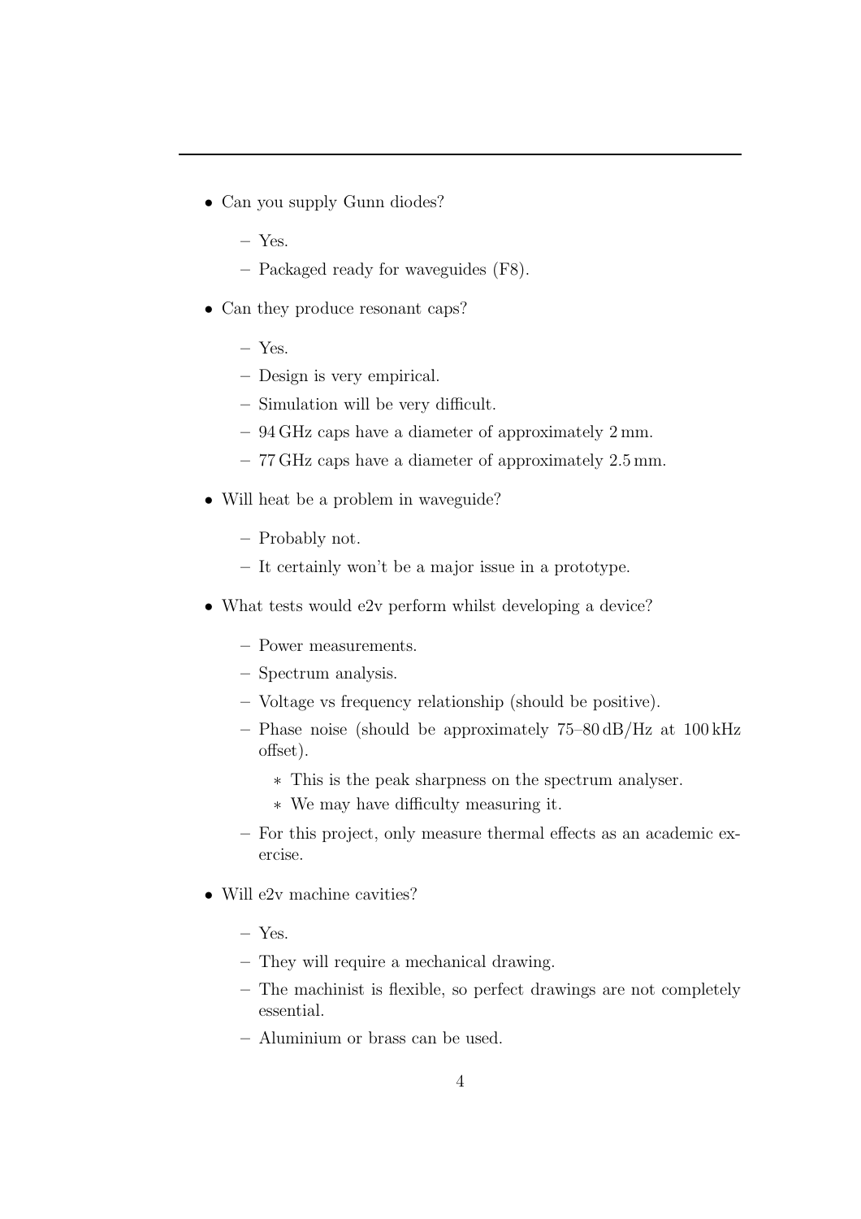- Can you supply Gunn diodes?
  - Yes.
  - Packaged ready for waveguides (F8).
- Can they produce resonant caps?
  - Yes.
  - Design is very empirical.
  - Simulation will be very difficult.
  - 94 GHz caps have a diameter of approximately 2 mm.
  - 77 GHz caps have a diameter of approximately 2.5 mm.
- Will heat be a problem in waveguide?
  - Probably not.
  - It certainly won't be a major issue in a prototype.
- What tests would e2v perform whilst developing a device?
  - Power measurements.
  - Spectrum analysis.
  - Voltage vs frequency relationship (should be positive).
  - Phase noise (should be approximately 75–80 dB/Hz at 100 kHz offset).
    * This is the peak sharpness on the spectrum analyser.
    * We may have difficulty measuring it.
  - For this project, only measure thermal effects as an academic exercise.
- Will e2v machine cavities?
  - Yes.
  - They will require a mechanical drawing.
  - The machinist is flexible, so perfect drawings are not completely essential.
  - Aluminium or brass can be used.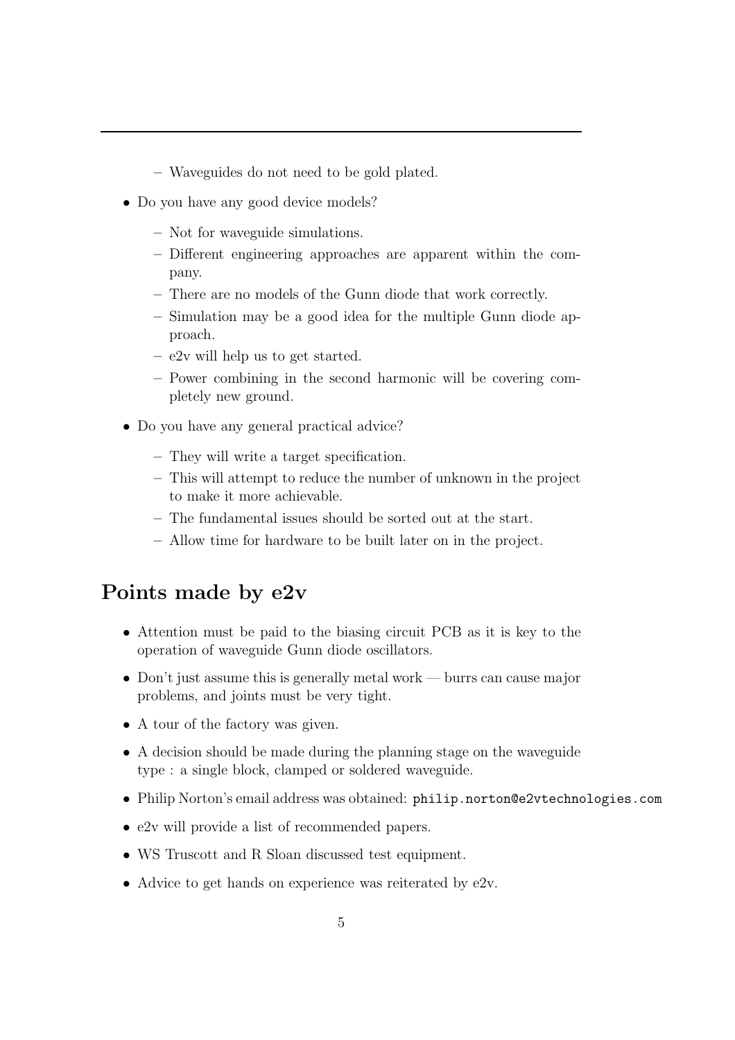- Waveguides do not need to be gold plated.

- Do you have any good device models?
  - Not for waveguide simulations.
  - Different engineering approaches are apparent within the company.
  - There are no models of the Gunn diode that work correctly.
  - Simulation may be a good idea for the multiple Gunn diode approach.
  - e2v will help us to get started.
  - Power combining in the second harmonic will be covering completely new ground.

- Do you have any general practical advice?
  - They will write a target specification.
  - This will attempt to reduce the number of unknown in the project to make it more achievable.
  - The fundamental issues should be sorted out at the start.
  - Allow time for hardware to be built later on in the project.

## Points made by e2v

- Attention must be paid to the biasing circuit PCB as it is key to the operation of waveguide Gunn diode oscillators.
- Don't just assume this is generally metal work — burrs can cause major problems, and joints must be very tight.
- A tour of the factory was given.
- A decision should be made during the planning stage on the waveguide type : a single block, clamped or soldered waveguide.
- Philip Norton's email address was obtained: `philip.norton@e2vtechnologies.com`
- e2v will provide a list of recommended papers.
- WS Truscott and R Sloan discussed test equipment.
- Advice to get hands on experience was reiterated by e2v.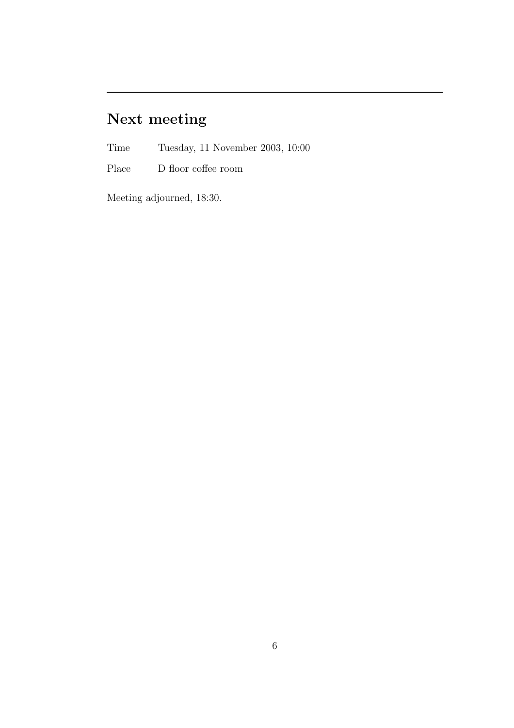---

## Next meeting

| | |
|---|---|
| Time | Tuesday, 11 November 2003, 10:00 |
| Place | D floor coffee room |

Meeting adjourned, 18:30.